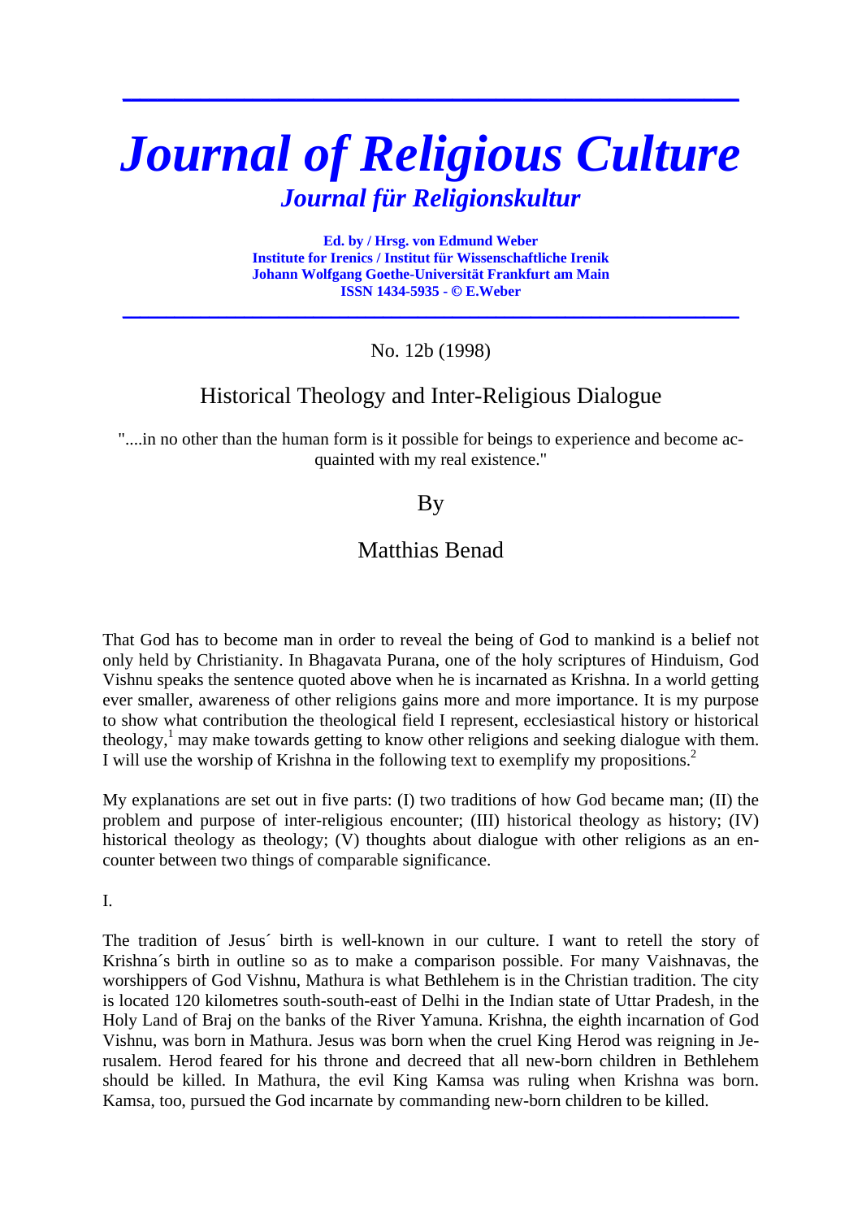# Journal of Religious Culture

## Journal für Religionskultur

**Ed. by / Hrsg. von Edmund Weber**
**Institute for Irenics / Institut für Wissenschaftliche Irenik**
**Johann Wolfgang Goethe-Universität Frankfurt am Main**
**ISSN 1434-5935 - © E.Weber**

No. 12b (1998)

## Historical Theology and Inter-Religious Dialogue

"....in no other than the human form is it possible for beings to experience and become acquainted with my real existence."

By

Matthias Benad

That God has to become man in order to reveal the being of God to mankind is a belief not only held by Christianity. In Bhagavata Purana, one of the holy scriptures of Hinduism, God Vishnu speaks the sentence quoted above when he is incarnated as Krishna. In a world getting ever smaller, awareness of other religions gains more and more importance. It is my purpose to show what contribution the theological field I represent, ecclesiastical history or historical theology,[1] may make towards getting to know other religions and seeking dialogue with them. I will use the worship of Krishna in the following text to exemplify my propositions.[2]

My explanations are set out in five parts: (I) two traditions of how God became man; (II) the problem and purpose of inter-religious encounter; (III) historical theology as history; (IV) historical theology as theology; (V) thoughts about dialogue with other religions as an encounter between two things of comparable significance.

I.

The tradition of Jesus´ birth is well-known in our culture. I want to retell the story of Krishna´s birth in outline so as to make a comparison possible. For many Vaishnavas, the worshippers of God Vishnu, Mathura is what Bethlehem is in the Christian tradition. The city is located 120 kilometres south-south-east of Delhi in the Indian state of Uttar Pradesh, in the Holy Land of Braj on the banks of the River Yamuna. Krishna, the eighth incarnation of God Vishnu, was born in Mathura. Jesus was born when the cruel King Herod was reigning in Jerusalem. Herod feared for his throne and decreed that all new-born children in Bethlehem should be killed. In Mathura, the evil King Kamsa was ruling when Krishna was born. Kamsa, too, pursued the God incarnate by commanding new-born children to be killed.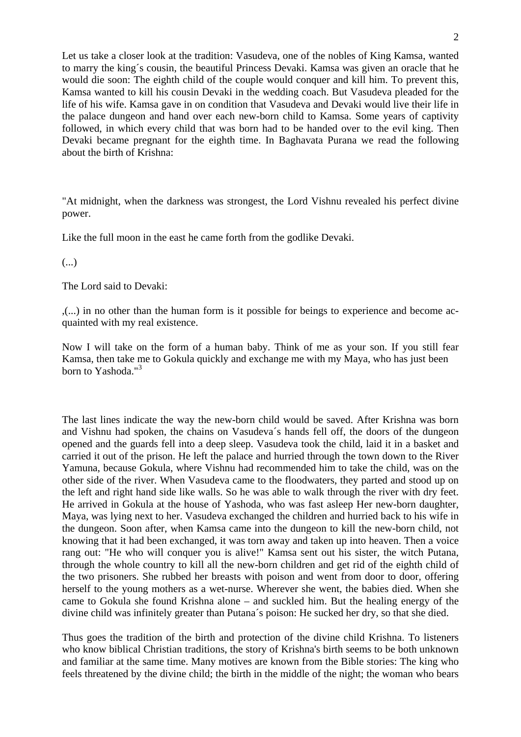Let us take a closer look at the tradition: Vasudeva, one of the nobles of King Kamsa, wanted to marry the king´s cousin, the beautiful Princess Devaki. Kamsa was given an oracle that he would die soon: The eighth child of the couple would conquer and kill him. To prevent this, Kamsa wanted to kill his cousin Devaki in the wedding coach. But Vasudeva pleaded for the life of his wife. Kamsa gave in on condition that Vasudeva and Devaki would live their life in the palace dungeon and hand over each new-born child to Kamsa. Some years of captivity followed, in which every child that was born had to be handed over to the evil king. Then Devaki became pregnant for the eighth time. In Baghavata Purana we read the following about the birth of Krishna:

"At midnight, when the darkness was strongest, the Lord Vishnu revealed his perfect divine power.

Like the full moon in the east he came forth from the godlike Devaki.

(...)

The Lord said to Devaki:

‚(...) in no other than the human form is it possible for beings to experience and become acquainted with my real existence.

Now I will take on the form of a human baby. Think of me as your son. If you still fear Kamsa, then take me to Gokula quickly and exchange me with my Maya, who has just been born to Yashoda."[3]

The last lines indicate the way the new-born child would be saved. After Krishna was born and Vishnu had spoken, the chains on Vasudeva´s hands fell off, the doors of the dungeon opened and the guards fell into a deep sleep. Vasudeva took the child, laid it in a basket and carried it out of the prison. He left the palace and hurried through the town down to the River Yamuna, because Gokula, where Vishnu had recommended him to take the child, was on the other side of the river. When Vasudeva came to the floodwaters, they parted and stood up on the left and right hand side like walls. So he was able to walk through the river with dry feet. He arrived in Gokula at the house of Yashoda, who was fast asleep Her new-born daughter, Maya, was lying next to her. Vasudeva exchanged the children and hurried back to his wife in the dungeon. Soon after, when Kamsa came into the dungeon to kill the new-born child, not knowing that it had been exchanged, it was torn away and taken up into heaven. Then a voice rang out: "He who will conquer you is alive!" Kamsa sent out his sister, the witch Putana, through the whole country to kill all the new-born children and get rid of the eighth child of the two prisoners. She rubbed her breasts with poison and went from door to door, offering herself to the young mothers as a wet-nurse. Wherever she went, the babies died. When she came to Gokula she found Krishna alone – and suckled him. But the healing energy of the divine child was infinitely greater than Putana´s poison: He sucked her dry, so that she died.

Thus goes the tradition of the birth and protection of the divine child Krishna. To listeners who know biblical Christian traditions, the story of Krishna's birth seems to be both unknown and familiar at the same time. Many motives are known from the Bible stories: The king who feels threatened by the divine child; the birth in the middle of the night; the woman who bears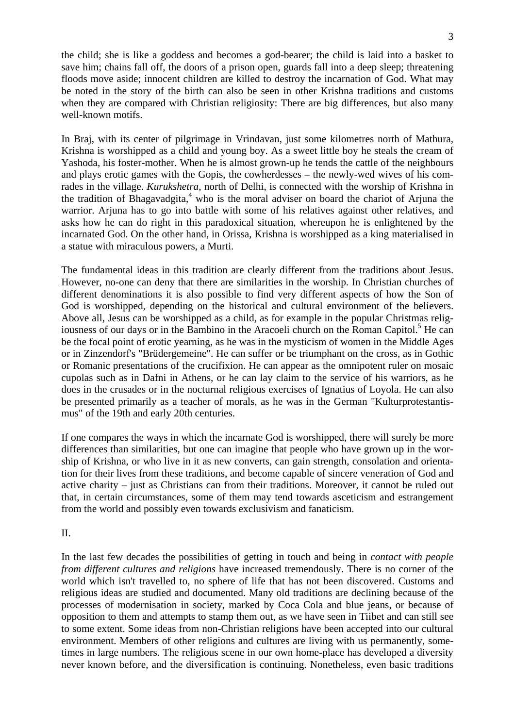the child; she is like a goddess and becomes a god-bearer; the child is laid into a basket to save him; chains fall off, the doors of a prison open, guards fall into a deep sleep; threatening floods move aside; innocent children are killed to destroy the incarnation of God. What may be noted in the story of the birth can also be seen in other Krishna traditions and customs when they are compared with Christian religiosity: There are big differences, but also many well-known motifs.

In Braj, with its center of pilgrimage in Vrindavan, just some kilometres north of Mathura, Krishna is worshipped as a child and young boy. As a sweet little boy he steals the cream of Yashoda, his foster-mother. When he is almost grown-up he tends the cattle of the neighbours and plays erotic games with the Gopis, the cowherdesses – the newly-wed wives of his comrades in the village. *Kurukshetra*, north of Delhi, is connected with the worship of Krishna in the tradition of Bhagavadgita,[4] who is the moral adviser on board the chariot of Arjuna the warrior. Arjuna has to go into battle with some of his relatives against other relatives, and asks how he can do right in this paradoxical situation, whereupon he is enlightened by the incarnated God. On the other hand, in Orissa, Krishna is worshipped as a king materialised in a statue with miraculous powers, a Murti.

The fundamental ideas in this tradition are clearly different from the traditions about Jesus. However, no-one can deny that there are similarities in the worship. In Christian churches of different denominations it is also possible to find very different aspects of how the Son of God is worshipped, depending on the historical and cultural environment of the believers. Above all, Jesus can be worshipped as a child, as for example in the popular Christmas religiousness of our days or in the Bambino in the Aracoeli church on the Roman Capitol.[5] He can be the focal point of erotic yearning, as he was in the mysticism of women in the Middle Ages or in Zinzendorf's "Brüdergemeine". He can suffer or be triumphant on the cross, as in Gothic or Romanic presentations of the crucifixion. He can appear as the omnipotent ruler on mosaic cupolas such as in Dafni in Athens, or he can lay claim to the service of his warriors, as he does in the crusades or in the nocturnal religious exercises of Ignatius of Loyola. He can also be presented primarily as a teacher of morals, as he was in the German "Kulturprotestantismus" of the 19th and early 20th centuries.

If one compares the ways in which the incarnate God is worshipped, there will surely be more differences than similarities, but one can imagine that people who have grown up in the worship of Krishna, or who live in it as new converts, can gain strength, consolation and orientation for their lives from these traditions, and become capable of sincere veneration of God and active charity – just as Christians can from their traditions. Moreover, it cannot be ruled out that, in certain circumstances, some of them may tend towards asceticism and estrangement from the world and possibly even towards exclusivism and fanaticism.

II.

In the last few decades the possibilities of getting in touch and being in *contact with people from different cultures and religions* have increased tremendously. There is no corner of the world which isn't travelled to, no sphere of life that has not been discovered. Customs and religious ideas are studied and documented. Many old traditions are declining because of the processes of modernisation in society, marked by Coca Cola and blue jeans, or because of opposition to them and attempts to stamp them out, as we have seen in Tiibet and can still see to some extent. Some ideas from non-Christian religions have been accepted into our cultural environment. Members of other religions and cultures are living with us permanently, sometimes in large numbers. The religious scene in our own home-place has developed a diversity never known before, and the diversification is continuing. Nonetheless, even basic traditions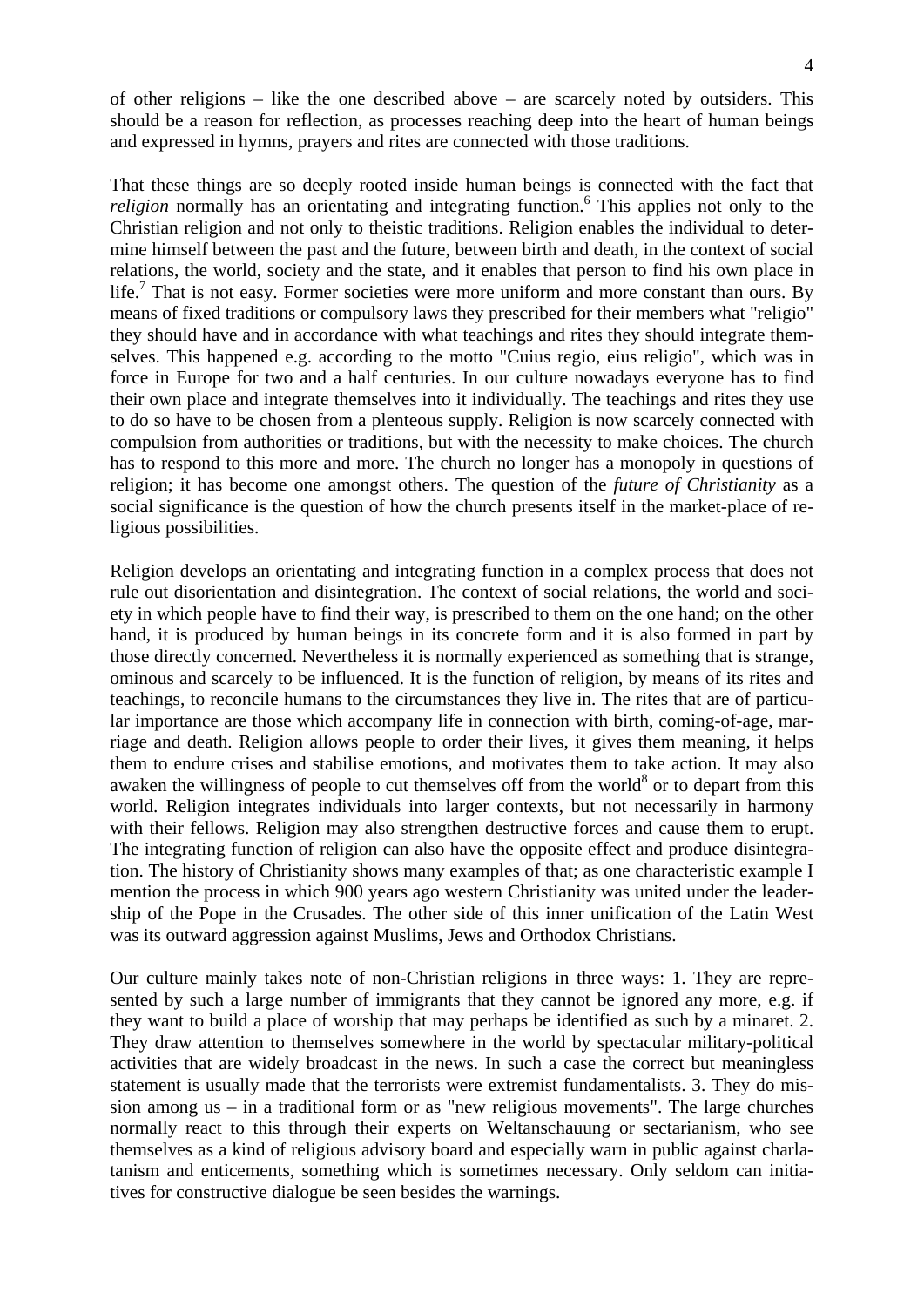of other religions – like the one described above – are scarcely noted by outsiders. This should be a reason for reflection, as processes reaching deep into the heart of human beings and expressed in hymns, prayers and rites are connected with those traditions.

That these things are so deeply rooted inside human beings is connected with the fact that *religion* normally has an orientating and integrating function.[6] This applies not only to the Christian religion and not only to theistic traditions. Religion enables the individual to determine himself between the past and the future, between birth and death, in the context of social relations, the world, society and the state, and it enables that person to find his own place in life.[7] That is not easy. Former societies were more uniform and more constant than ours. By means of fixed traditions or compulsory laws they prescribed for their members what "religio" they should have and in accordance with what teachings and rites they should integrate themselves. This happened e.g. according to the motto "Cuius regio, eius religio", which was in force in Europe for two and a half centuries. In our culture nowadays everyone has to find their own place and integrate themselves into it individually. The teachings and rites they use to do so have to be chosen from a plenteous supply. Religion is now scarcely connected with compulsion from authorities or traditions, but with the necessity to make choices. The church has to respond to this more and more. The church no longer has a monopoly in questions of religion; it has become one amongst others. The question of the *future of Christianity* as a social significance is the question of how the church presents itself in the market-place of religious possibilities.

Religion develops an orientating and integrating function in a complex process that does not rule out disorientation and disintegration. The context of social relations, the world and society in which people have to find their way, is prescribed to them on the one hand; on the other hand, it is produced by human beings in its concrete form and it is also formed in part by those directly concerned. Nevertheless it is normally experienced as something that is strange, ominous and scarcely to be influenced. It is the function of religion, by means of its rites and teachings, to reconcile humans to the circumstances they live in. The rites that are of particular importance are those which accompany life in connection with birth, coming-of-age, marriage and death. Religion allows people to order their lives, it gives them meaning, it helps them to endure crises and stabilise emotions, and motivates them to take action. It may also awaken the willingness of people to cut themselves off from the world[8] or to depart from this world. Religion integrates individuals into larger contexts, but not necessarily in harmony with their fellows. Religion may also strengthen destructive forces and cause them to erupt. The integrating function of religion can also have the opposite effect and produce disintegration. The history of Christianity shows many examples of that; as one characteristic example I mention the process in which 900 years ago western Christianity was united under the leadership of the Pope in the Crusades. The other side of this inner unification of the Latin West was its outward aggression against Muslims, Jews and Orthodox Christians.

Our culture mainly takes note of non-Christian religions in three ways: 1. They are represented by such a large number of immigrants that they cannot be ignored any more, e.g. if they want to build a place of worship that may perhaps be identified as such by a minaret. 2. They draw attention to themselves somewhere in the world by spectacular military-political activities that are widely broadcast in the news. In such a case the correct but meaningless statement is usually made that the terrorists were extremist fundamentalists. 3. They do mission among us – in a traditional form or as "new religious movements". The large churches normally react to this through their experts on Weltanschauung or sectarianism, who see themselves as a kind of religious advisory board and especially warn in public against charlatanism and enticements, something which is sometimes necessary. Only seldom can initiatives for constructive dialogue be seen besides the warnings.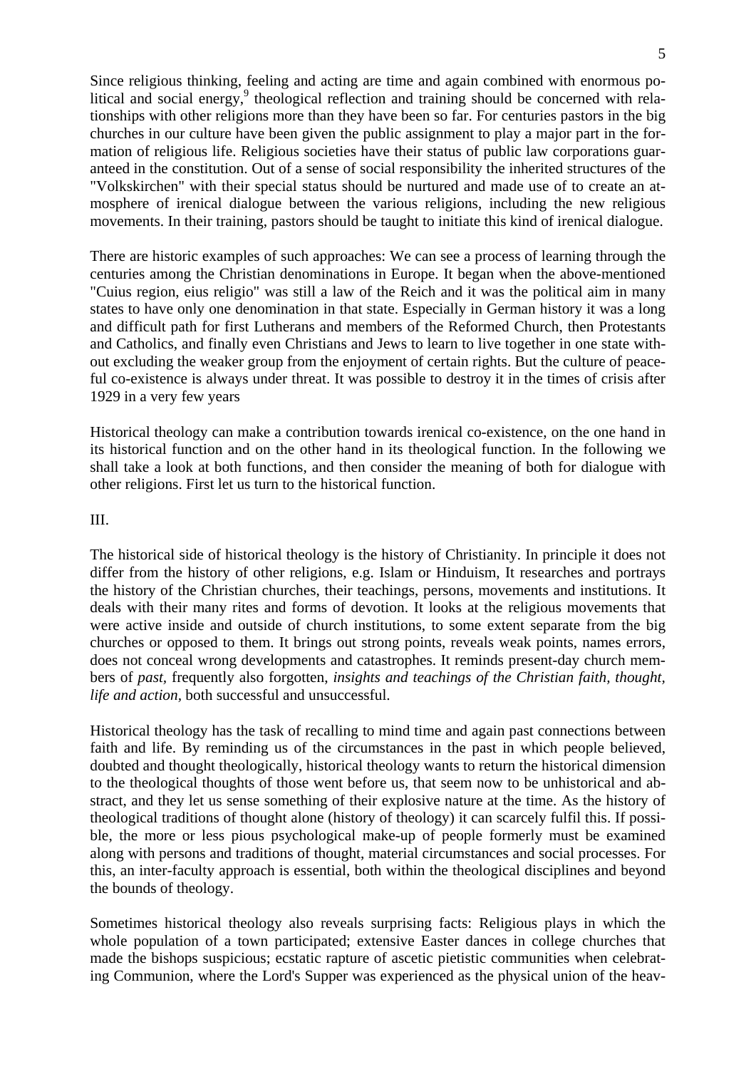Since religious thinking, feeling and acting are time and again combined with enormous political and social energy,[9] theological reflection and training should be concerned with relationships with other religions more than they have been so far. For centuries pastors in the big churches in our culture have been given the public assignment to play a major part in the formation of religious life. Religious societies have their status of public law corporations guaranteed in the constitution. Out of a sense of social responsibility the inherited structures of the "Volkskirchen" with their special status should be nurtured and made use of to create an atmosphere of irenical dialogue between the various religions, including the new religious movements. In their training, pastors should be taught to initiate this kind of irenical dialogue.

There are historic examples of such approaches: We can see a process of learning through the centuries among the Christian denominations in Europe. It began when the above-mentioned "Cuius region, eius religio" was still a law of the Reich and it was the political aim in many states to have only one denomination in that state. Especially in German history it was a long and difficult path for first Lutherans and members of the Reformed Church, then Protestants and Catholics, and finally even Christians and Jews to learn to live together in one state without excluding the weaker group from the enjoyment of certain rights. But the culture of peaceful co-existence is always under threat. It was possible to destroy it in the times of crisis after 1929 in a very few years

Historical theology can make a contribution towards irenical co-existence, on the one hand in its historical function and on the other hand in its theological function. In the following we shall take a look at both functions, and then consider the meaning of both for dialogue with other religions. First let us turn to the historical function.

## III.

The historical side of historical theology is the history of Christianity. In principle it does not differ from the history of other religions, e.g. Islam or Hinduism, It researches and portrays the history of the Christian churches, their teachings, persons, movements and institutions. It deals with their many rites and forms of devotion. It looks at the religious movements that were active inside and outside of church institutions, to some extent separate from the big churches or opposed to them. It brings out strong points, reveals weak points, names errors, does not conceal wrong developments and catastrophes. It reminds present-day church members of *past,* frequently also forgotten, *insights and teachings of the Christian faith, thought, life and action,* both successful and unsuccessful.

Historical theology has the task of recalling to mind time and again past connections between faith and life. By reminding us of the circumstances in the past in which people believed, doubted and thought theologically, historical theology wants to return the historical dimension to the theological thoughts of those went before us, that seem now to be unhistorical and abstract, and they let us sense something of their explosive nature at the time. As the history of theological traditions of thought alone (history of theology) it can scarcely fulfil this. If possible, the more or less pious psychological make-up of people formerly must be examined along with persons and traditions of thought, material circumstances and social processes. For this, an inter-faculty approach is essential, both within the theological disciplines and beyond the bounds of theology.

Sometimes historical theology also reveals surprising facts: Religious plays in which the whole population of a town participated; extensive Easter dances in college churches that made the bishops suspicious; ecstatic rapture of ascetic pietistic communities when celebrating Communion, where the Lord's Supper was experienced as the physical union of the heav-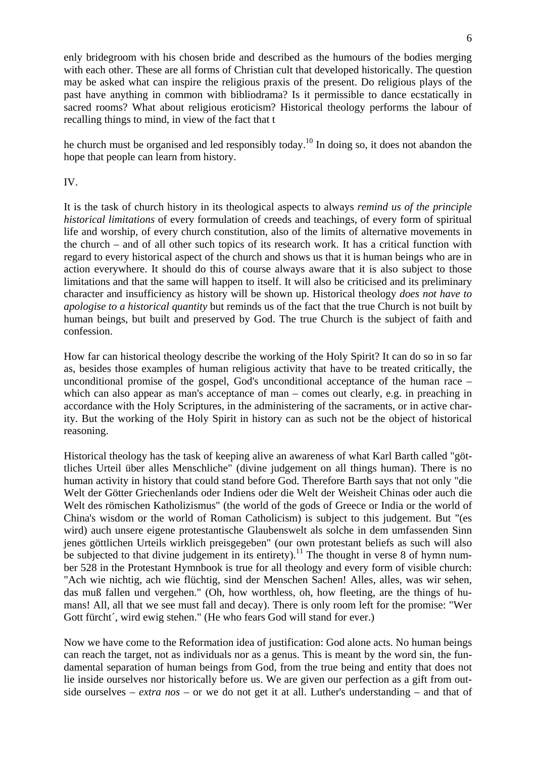enly bridegroom with his chosen bride and described as the humours of the bodies merging with each other. These are all forms of Christian cult that developed historically. The question may be asked what can inspire the religious praxis of the present. Do religious plays of the past have anything in common with bibliodrama? Is it permissible to dance ecstatically in sacred rooms? What about religious eroticism? Historical theology performs the labour of recalling things to mind, in view of the fact that the church must be organised and led responsibly today.[10] In doing so, it does not abandon the hope that people can learn from history.

IV.

It is the task of church history in its theological aspects to always *remind us of the principle historical limitations* of every formulation of creeds and teachings, of every form of spiritual life and worship, of every church constitution, also of the limits of alternative movements in the church – and of all other such topics of its research work. It has a critical function with regard to every historical aspect of the church and shows us that it is human beings who are in action everywhere. It should do this of course always aware that it is also subject to those limitations and that the same will happen to itself. It will also be criticised and its preliminary character and insufficiency as history will be shown up. Historical theology *does not have to apologise to a historical quantity* but reminds us of the fact that the true Church is not built by human beings, but built and preserved by God. The true Church is the subject of faith and confession.

How far can historical theology describe the working of the Holy Spirit? It can do so in so far as, besides those examples of human religious activity that have to be treated critically, the unconditional promise of the gospel, God's unconditional acceptance of the human race – which can also appear as man's acceptance of man – comes out clearly, e.g. in preaching in accordance with the Holy Scriptures, in the administering of the sacraments, or in active charity. But the working of the Holy Spirit in history can as such not be the object of historical reasoning.

Historical theology has the task of keeping alive an awareness of what Karl Barth called "göttliches Urteil über alles Menschliche" (divine judgement on all things human). There is no human activity in history that could stand before God. Therefore Barth says that not only "die Welt der Götter Griechenlands oder Indiens oder die Welt der Weisheit Chinas oder auch die Welt des römischen Katholizismus" (the world of the gods of Greece or India or the world of China's wisdom or the world of Roman Catholicism) is subject to this judgement. But "(es wird) auch unsere eigene protestantische Glaubenswelt als solche in dem umfassenden Sinn jenes göttlichen Urteils wirklich preisgegeben" (our own protestant beliefs as such will also be subjected to that divine judgement in its entirety).[11] The thought in verse 8 of hymn number 528 in the Protestant Hymnbook is true for all theology and every form of visible church: "Ach wie nichtig, ach wie flüchtig, sind der Menschen Sachen! Alles, alles, was wir sehen, das muß fallen und vergehen." (Oh, how worthless, oh, how fleeting, are the things of humans! All, all that we see must fall and decay). There is only room left for the promise: "Wer Gott fürcht´, wird ewig stehen." (He who fears God will stand for ever.)

Now we have come to the Reformation idea of justification: God alone acts. No human beings can reach the target, not as individuals nor as a genus. This is meant by the word sin, the fundamental separation of human beings from God, from the true being and entity that does not lie inside ourselves nor historically before us. We are given our perfection as a gift from outside ourselves – *extra nos* – or we do not get it at all. Luther's understanding – and that of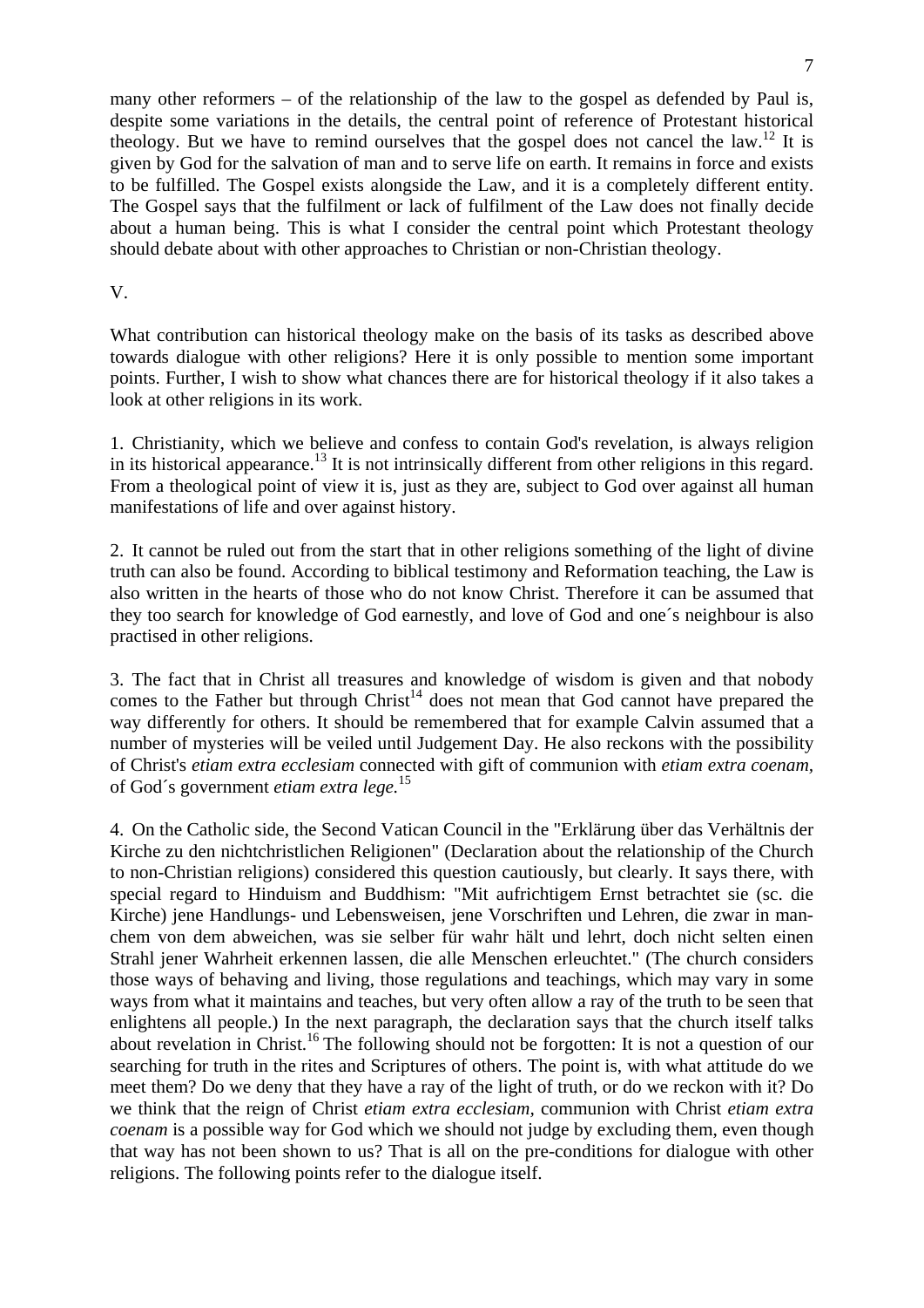many other reformers – of the relationship of the law to the gospel as defended by Paul is, despite some variations in the details, the central point of reference of Protestant historical theology. But we have to remind ourselves that the gospel does not cancel the law.[12] It is given by God for the salvation of man and to serve life on earth. It remains in force and exists to be fulfilled. The Gospel exists alongside the Law, and it is a completely different entity. The Gospel says that the fulfilment or lack of fulfilment of the Law does not finally decide about a human being. This is what I consider the central point which Protestant theology should debate about with other approaches to Christian or non-Christian theology.

V.

What contribution can historical theology make on the basis of its tasks as described above towards dialogue with other religions? Here it is only possible to mention some important points. Further, I wish to show what chances there are for historical theology if it also takes a look at other religions in its work.

1. Christianity, which we believe and confess to contain God's revelation, is always religion in its historical appearance.[13] It is not intrinsically different from other religions in this regard. From a theological point of view it is, just as they are, subject to God over against all human manifestations of life and over against history.

2. It cannot be ruled out from the start that in other religions something of the light of divine truth can also be found. According to biblical testimony and Reformation teaching, the Law is also written in the hearts of those who do not know Christ. Therefore it can be assumed that they too search for knowledge of God earnestly, and love of God and one´s neighbour is also practised in other religions.

3. The fact that in Christ all treasures and knowledge of wisdom is given and that nobody comes to the Father but through Christ[14] does not mean that God cannot have prepared the way differently for others. It should be remembered that for example Calvin assumed that a number of mysteries will be veiled until Judgement Day. He also reckons with the possibility of Christ's *etiam extra ecclesiam* connected with gift of communion with *etiam extra coenam*, of God´s government *etiam extra lege.*[15]

4. On the Catholic side, the Second Vatican Council in the "Erklärung über das Verhältnis der Kirche zu den nichtchristlichen Religionen" (Declaration about the relationship of the Church to non-Christian religions) considered this question cautiously, but clearly. It says there, with special regard to Hinduism and Buddhism: "Mit aufrichtigem Ernst betrachtet sie (sc. die Kirche) jene Handlungs- und Lebensweisen, jene Vorschriften und Lehren, die zwar in manchem von dem abweichen, was sie selber für wahr hält und lehrt, doch nicht selten einen Strahl jener Wahrheit erkennen lassen, die alle Menschen erleuchtet." (The church considers those ways of behaving and living, those regulations and teachings, which may vary in some ways from what it maintains and teaches, but very often allow a ray of the truth to be seen that enlightens all people.) In the next paragraph, the declaration says that the church itself talks about revelation in Christ.[16] The following should not be forgotten: It is not a question of our searching for truth in the rites and Scriptures of others. The point is, with what attitude do we meet them? Do we deny that they have a ray of the light of truth, or do we reckon with it? Do we think that the reign of Christ *etiam extra ecclesiam,* communion with Christ *etiam extra coenam* is a possible way for God which we should not judge by excluding them, even though that way has not been shown to us? That is all on the pre-conditions for dialogue with other religions. The following points refer to the dialogue itself.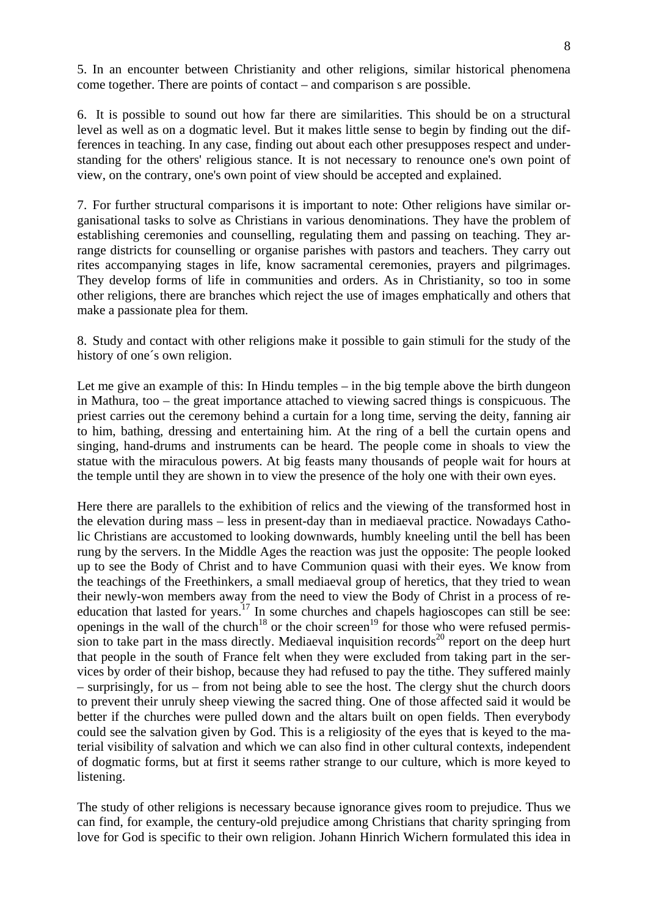5. In an encounter between Christianity and other religions, similar historical phenomena come together. There are points of contact – and comparison s are possible.

6. It is possible to sound out how far there are similarities. This should be on a structural level as well as on a dogmatic level. But it makes little sense to begin by finding out the differences in teaching. In any case, finding out about each other presupposes respect and understanding for the others' religious stance. It is not necessary to renounce one's own point of view, on the contrary, one's own point of view should be accepted and explained.

7. For further structural comparisons it is important to note: Other religions have similar organisational tasks to solve as Christians in various denominations. They have the problem of establishing ceremonies and counselling, regulating them and passing on teaching. They arrange districts for counselling or organise parishes with pastors and teachers. They carry out rites accompanying stages in life, know sacramental ceremonies, prayers and pilgrimages. They develop forms of life in communities and orders. As in Christianity, so too in some other religions, there are branches which reject the use of images emphatically and others that make a passionate plea for them.

8. Study and contact with other religions make it possible to gain stimuli for the study of the history of one´s own religion.

Let me give an example of this: In Hindu temples – in the big temple above the birth dungeon in Mathura, too – the great importance attached to viewing sacred things is conspicuous. The priest carries out the ceremony behind a curtain for a long time, serving the deity, fanning air to him, bathing, dressing and entertaining him. At the ring of a bell the curtain opens and singing, hand-drums and instruments can be heard. The people come in shoals to view the statue with the miraculous powers. At big feasts many thousands of people wait for hours at the temple until they are shown in to view the presence of the holy one with their own eyes.

Here there are parallels to the exhibition of relics and the viewing of the transformed host in the elevation during mass – less in present-day than in mediaeval practice. Nowadays Catholic Christians are accustomed to looking downwards, humbly kneeling until the bell has been rung by the servers. In the Middle Ages the reaction was just the opposite: The people looked up to see the Body of Christ and to have Communion quasi with their eyes. We know from the teachings of the Freethinkers, a small mediaeval group of heretics, that they tried to wean their newly-won members away from the need to view the Body of Christ in a process of re-education that lasted for years.[17] In some churches and chapels hagioscopes can still be see: openings in the wall of the church[18] or the choir screen[19] for those who were refused permission to take part in the mass directly. Mediaeval inquisition records[20] report on the deep hurt that people in the south of France felt when they were excluded from taking part in the services by order of their bishop, because they had refused to pay the tithe. They suffered mainly – surprisingly, for us – from not being able to see the host. The clergy shut the church doors to prevent their unruly sheep viewing the sacred thing. One of those affected said it would be better if the churches were pulled down and the altars built on open fields. Then everybody could see the salvation given by God. This is a religiosity of the eyes that is keyed to the material visibility of salvation and which we can also find in other cultural contexts, independent of dogmatic forms, but at first it seems rather strange to our culture, which is more keyed to listening.

The study of other religions is necessary because ignorance gives room to prejudice. Thus we can find, for example, the century-old prejudice among Christians that charity springing from love for God is specific to their own religion. Johann Hinrich Wichern formulated this idea in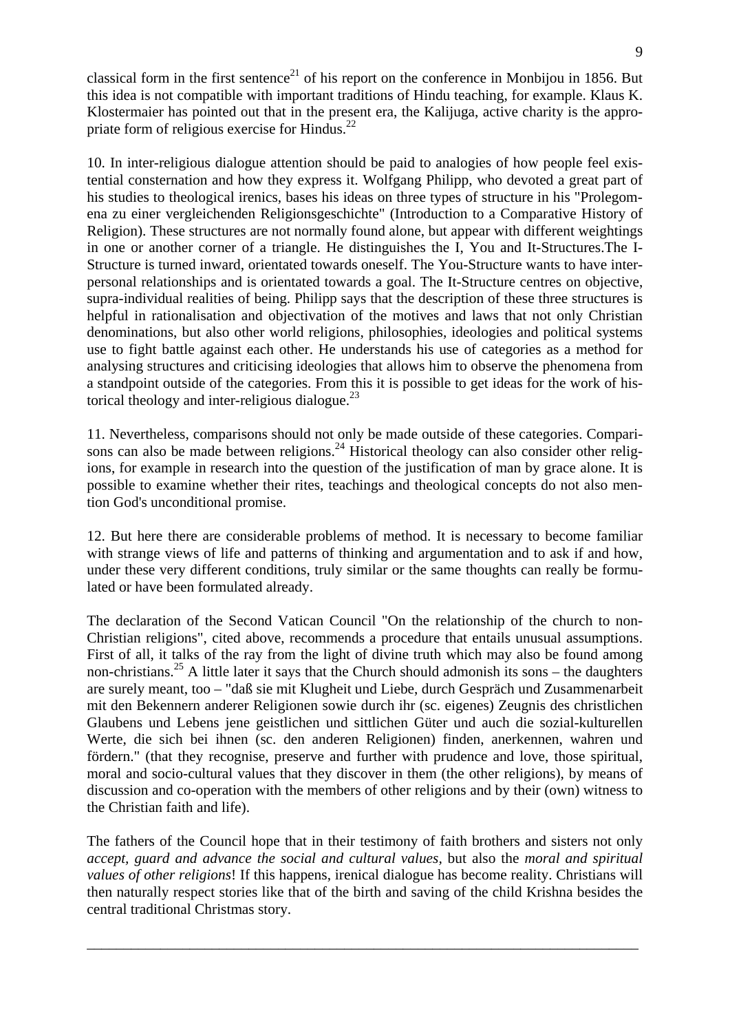classical form in the first sentence[21] of his report on the conference in Monbijou in 1856. But this idea is not compatible with important traditions of Hindu teaching, for example. Klaus K. Klostermaier has pointed out that in the present era, the Kalijuga, active charity is the appropriate form of religious exercise for Hindus.[22]

10. In inter-religious dialogue attention should be paid to analogies of how people feel existential consternation and how they express it. Wolfgang Philipp, who devoted a great part of his studies to theological irenics, bases his ideas on three types of structure in his "Prolegomena zu einer vergleichenden Religionsgeschichte" (Introduction to a Comparative History of Religion). These structures are not normally found alone, but appear with different weightings in one or another corner of a triangle. He distinguishes the I, You and It-Structures.The I-Structure is turned inward, orientated towards oneself. The You-Structure wants to have interpersonal relationships and is orientated towards a goal. The It-Structure centres on objective, supra-individual realities of being. Philipp says that the description of these three structures is helpful in rationalisation and objectivation of the motives and laws that not only Christian denominations, but also other world religions, philosophies, ideologies and political systems use to fight battle against each other. He understands his use of categories as a method for analysing structures and criticising ideologies that allows him to observe the phenomena from a standpoint outside of the categories. From this it is possible to get ideas for the work of historical theology and inter-religious dialogue.[23]

11. Nevertheless, comparisons should not only be made outside of these categories. Comparisons can also be made between religions.[24] Historical theology can also consider other religions, for example in research into the question of the justification of man by grace alone. It is possible to examine whether their rites, teachings and theological concepts do not also mention God's unconditional promise.

12. But here there are considerable problems of method. It is necessary to become familiar with strange views of life and patterns of thinking and argumentation and to ask if and how, under these very different conditions, truly similar or the same thoughts can really be formulated or have been formulated already.

The declaration of the Second Vatican Council "On the relationship of the church to non-Christian religions", cited above, recommends a procedure that entails unusual assumptions. First of all, it talks of the ray from the light of divine truth which may also be found among non-christians.[25] A little later it says that the Church should admonish its sons – the daughters are surely meant, too – "daß sie mit Klugheit und Liebe, durch Gespräch und Zusammenarbeit mit den Bekennern anderer Religionen sowie durch ihr (sc. eigenes) Zeugnis des christlichen Glaubens und Lebens jene geistlichen und sittlichen Güter und auch die sozial-kulturellen Werte, die sich bei ihnen (sc. den anderen Religionen) finden, anerkennen, wahren und fördern." (that they recognise, preserve and further with prudence and love, those spiritual, moral and socio-cultural values that they discover in them (the other religions), by means of discussion and co-operation with the members of other religions and by their (own) witness to the Christian faith and life).

The fathers of the Council hope that in their testimony of faith brothers and sisters not only *accept, guard and advance the social and cultural values*, but also the *moral and spiritual values of other religions*! If this happens, irenical dialogue has become reality. Christians will then naturally respect stories like that of the birth and saving of the child Krishna besides the central traditional Christmas story.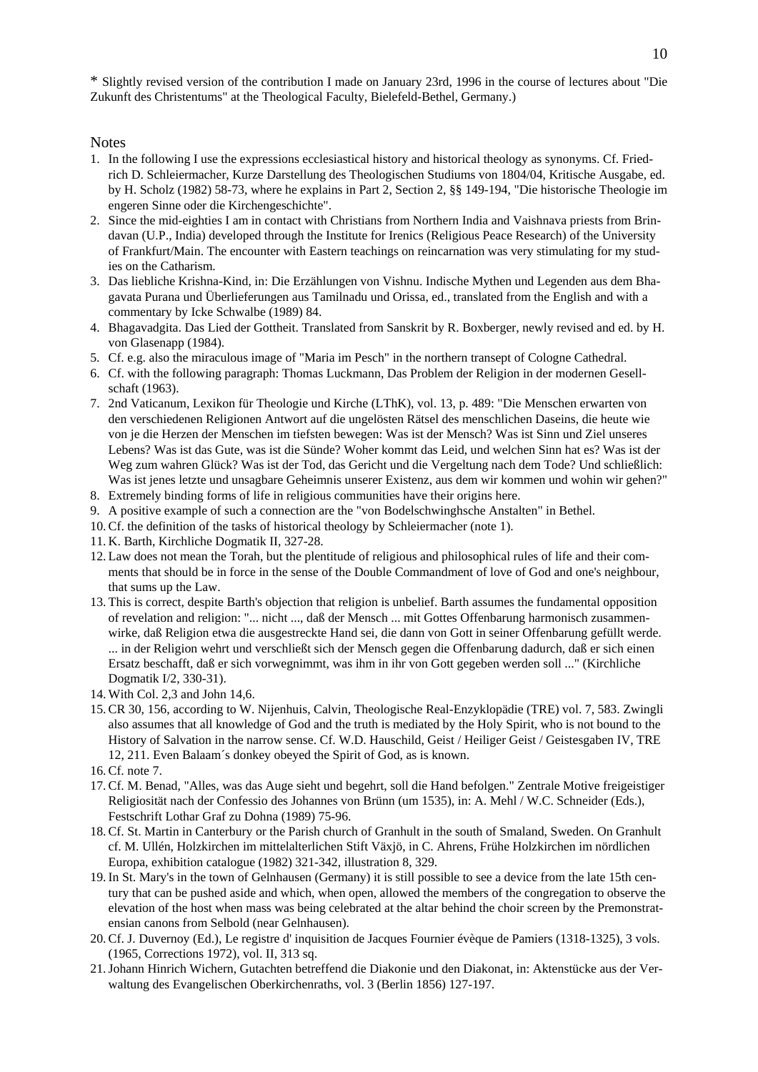* Slightly revised version of the contribution I made on January 23rd, 1996 in the course of lectures about "Die Zukunft des Christentums" at the Theological Faculty, Bielefeld-Bethel, Germany.)

## Notes

1. In the following I use the expressions ecclesiastical history and historical theology as synonyms. Cf. Friedrich D. Schleiermacher, Kurze Darstellung des Theologischen Studiums von 1804/04, Kritische Ausgabe, ed. by H. Scholz (1982) 58-73, where he explains in Part 2, Section 2, §§ 149-194, "Die historische Theologie im engeren Sinne oder die Kirchengeschichte".
2. Since the mid-eighties I am in contact with Christians from Northern India and Vaishnava priests from Brindavan (U.P., India) developed through the Institute for Irenics (Religious Peace Research) of the University of Frankfurt/Main. The encounter with Eastern teachings on reincarnation was very stimulating for my studies on the Catharism.
3. Das liebliche Krishna-Kind, in: Die Erzählungen von Vishnu. Indische Mythen und Legenden aus dem Bhagavata Purana und Überlieferungen aus Tamilnadu und Orissa, ed., translated from the English and with a commentary by Icke Schwalbe (1989) 84.
4. Bhagavadgita. Das Lied der Gottheit. Translated from Sanskrit by R. Boxberger, newly revised and ed. by H. von Glasenapp (1984).
5. Cf. e.g. also the miraculous image of "Maria im Pesch" in the northern transept of Cologne Cathedral.
6. Cf. with the following paragraph: Thomas Luckmann, Das Problem der Religion in der modernen Gesellschaft (1963).
7. 2nd Vaticanum, Lexikon für Theologie und Kirche (LThK), vol. 13, p. 489: "Die Menschen erwarten von den verschiedenen Religionen Antwort auf die ungelösten Rätsel des menschlichen Daseins, die heute wie von je die Herzen der Menschen im tiefsten bewegen: Was ist der Mensch? Was ist Sinn und Ziel unseres Lebens? Was ist das Gute, was ist die Sünde? Woher kommt das Leid, und welchen Sinn hat es? Was ist der Weg zum wahren Glück? Was ist der Tod, das Gericht und die Vergeltung nach dem Tode? Und schließlich: Was ist jenes letzte und unsagbare Geheimnis unserer Existenz, aus dem wir kommen und wohin wir gehen?"
8. Extremely binding forms of life in religious communities have their origins here.
9. A positive example of such a connection are the "von Bodelschwinghsche Anstalten" in Bethel.
10. Cf. the definition of the tasks of historical theology by Schleiermacher (note 1).
11. K. Barth, Kirchliche Dogmatik II, 327-28.
12. Law does not mean the Torah, but the plentitude of religious and philosophical rules of life and their comments that should be in force in the sense of the Double Commandment of love of God and one's neighbour, that sums up the Law.
13. This is correct, despite Barth's objection that religion is unbelief. Barth assumes the fundamental opposition of revelation and religion: "... nicht ..., daß der Mensch ... mit Gottes Offenbarung harmonisch zusammenwirke, daß Religion etwa die ausgestreckte Hand sei, die dann von Gott in seiner Offenbarung gefüllt werde. ... in der Religion wehrt und verschließt sich der Mensch gegen die Offenbarung dadurch, daß er sich einen Ersatz beschafft, daß er sich vorwegnimmt, was ihm in ihr von Gott gegeben werden soll ..." (Kirchliche Dogmatik I/2, 330-31).
14. With Col. 2,3 and John 14,6.
15. CR 30, 156, according to W. Nijenhuis, Calvin, Theologische Real-Enzyklopädie (TRE) vol. 7, 583. Zwingli also assumes that all knowledge of God and the truth is mediated by the Holy Spirit, who is not bound to the History of Salvation in the narrow sense. Cf. W.D. Hauschild, Geist / Heiliger Geist / Geistesgaben IV, TRE 12, 211. Even Balaam´s donkey obeyed the Spirit of God, as is known.
16. Cf. note 7.
17. Cf. M. Benad, "Alles, was das Auge sieht und begehrt, soll die Hand befolgen." Zentrale Motive freigeistiger Religiosität nach der Confessio des Johannes von Brünn (um 1535), in: A. Mehl / W.C. Schneider (Eds.), Festschrift Lothar Graf zu Dohna (1989) 75-96.
18. Cf. St. Martin in Canterbury or the Parish church of Granhult in the south of Smaland, Sweden. On Granhult cf. M. Ullén, Holzkirchen im mittelalterlichen Stift Växjö, in C. Ahrens, Frühe Holzkirchen im nördlichen Europa, exhibition catalogue (1982) 321-342, illustration 8, 329.
19. In St. Mary's in the town of Gelnhausen (Germany) it is still possible to see a device from the late 15th century that can be pushed aside and which, when open, allowed the members of the congregation to observe the elevation of the host when mass was being celebrated at the altar behind the choir screen by the Premonstratensian canons from Selbold (near Gelnhausen).
20. Cf. J. Duvernoy (Ed.), Le registre d' inquisition de Jacques Fournier évèque de Pamiers (1318-1325), 3 vols. (1965, Corrections 1972), vol. II, 313 sq.
21. Johann Hinrich Wichern, Gutachten betreffend die Diakonie und den Diakonat, in: Aktenstücke aus der Verwaltung des Evangelischen Oberkirchenraths, vol. 3 (Berlin 1856) 127-197.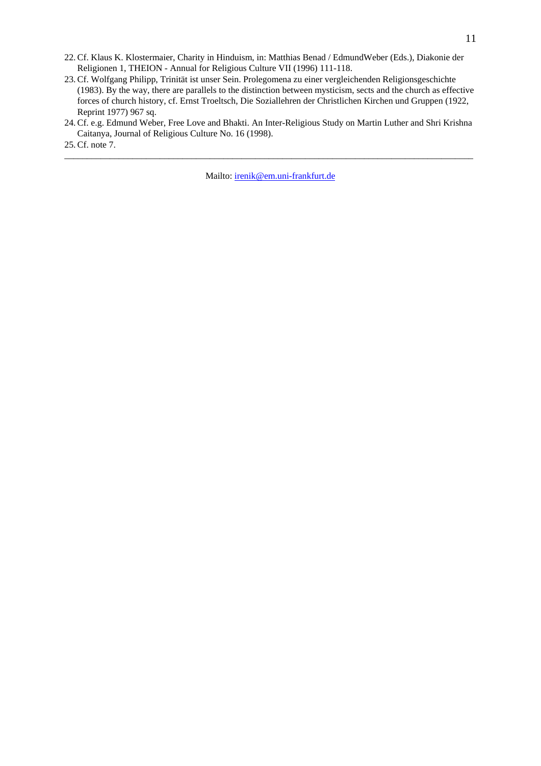22. Cf. Klaus K. Klostermaier, Charity in Hinduism, in: Matthias Benad / EdmundWeber (Eds.), Diakonie der Religionen 1, THEION - Annual for Religious Culture VII (1996) 111-118.
23. Cf. Wolfgang Philipp, Trinität ist unser Sein. Prolegomena zu einer vergleichenden Religionsgeschichte (1983). By the way, there are parallels to the distinction between mysticism, sects and the church as effective forces of church history, cf. Ernst Troeltsch, Die Soziallehren der Christlichen Kirchen und Gruppen (1922, Reprint 1977) 967 sq.
24. Cf. e.g. Edmund Weber, Free Love and Bhakti. An Inter-Religious Study on Martin Luther and Shri Krishna Caitanya, Journal of Religious Culture No. 16 (1998).
25. Cf. note 7.

---

Mailto: irenik@em.uni-frankfurt.de